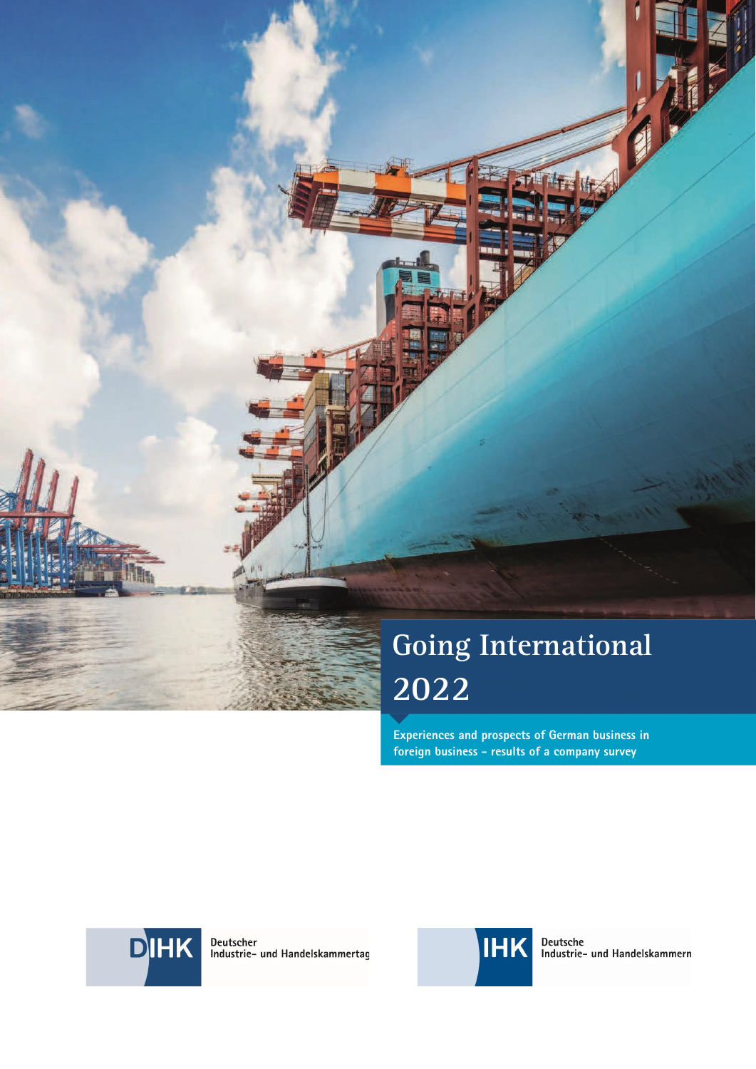# Going International 2022

Experiences and prospects of German business in foreign business – results of a company survey

DIHK Deutscher Industrie- und Handelskammertag

IHK Deutsche Industrie- und Handelskammern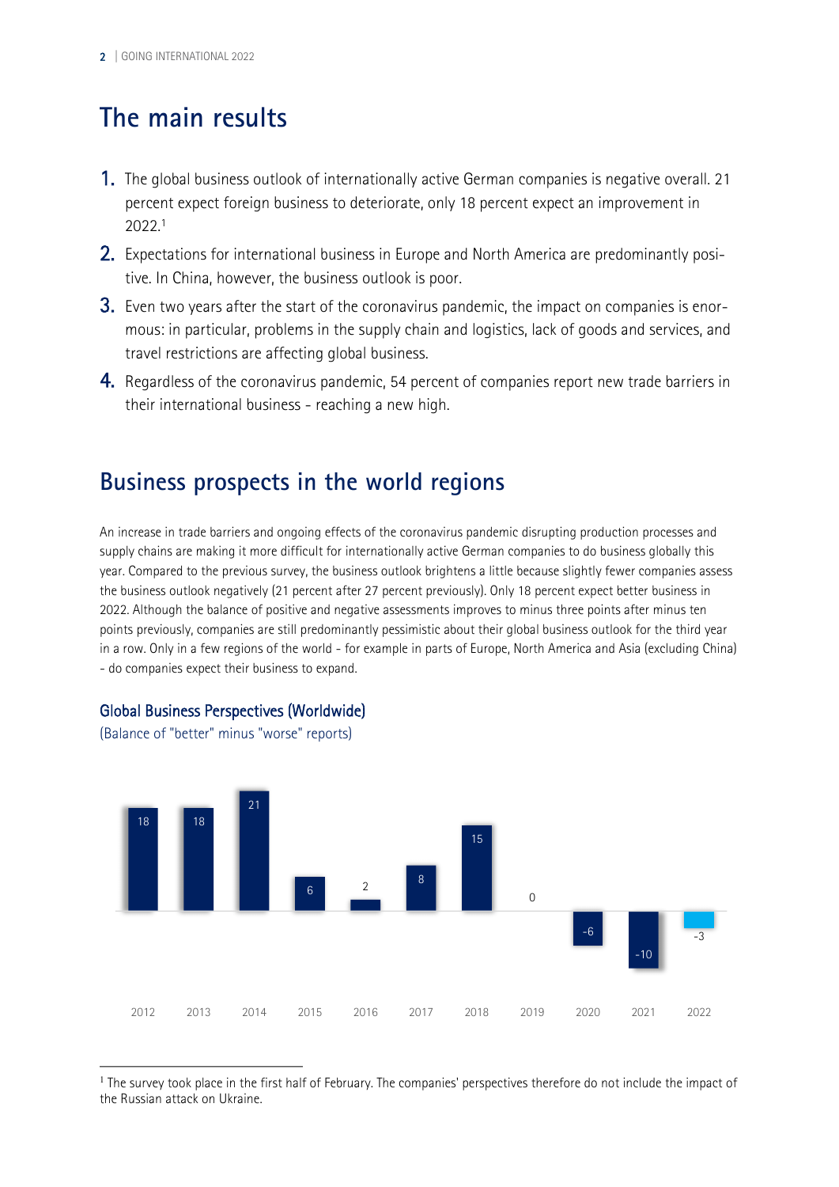# The main results

1. The global business outlook of internationally active German companies is negative overall. 21 percent expect foreign business to deteriorate, only 18 percent expect an improvement in 2022.[1]
2. Expectations for international business in Europe and North America are predominantly positive. In China, however, the business outlook is poor.
3. Even two years after the start of the coronavirus pandemic, the impact on companies is enormous: in particular, problems in the supply chain and logistics, lack of goods and services, and travel restrictions are affecting global business.
4. Regardless of the coronavirus pandemic, 54 percent of companies report new trade barriers in their international business - reaching a new high.

# Business prospects in the world regions

An increase in trade barriers and ongoing effects of the coronavirus pandemic disrupting production processes and supply chains are making it more difficult for internationally active German companies to do business globally this year. Compared to the previous survey, the business outlook brightens a little because slightly fewer companies assess the business outlook negatively (21 percent after 27 percent previously). Only 18 percent expect better business in 2022. Although the balance of positive and negative assessments improves to minus three points after minus ten points previously, companies are still predominantly pessimistic about their global business outlook for the third year in a row. Only in a few regions of the world - for example in parts of Europe, North America and Asia (excluding China) - do companies expect their business to expand.

### Global Business Perspectives (Worldwide)

(Balance of "better" minus "worse" reports)

| Year | Balance |
|---|---|
| 2012 | 18 |
| 2013 | 18 |
| 2014 | 21 |
| 2015 | 6 |
| 2016 | 2 |
| 2017 | 8 |
| 2018 | 15 |
| 2019 | 0 |
| 2020 | -6 |
| 2021 | -10 |
| 2022 | -3 |

[1] The survey took place in the first half of February. The companies' perspectives therefore do not include the impact of the Russian attack on Ukraine.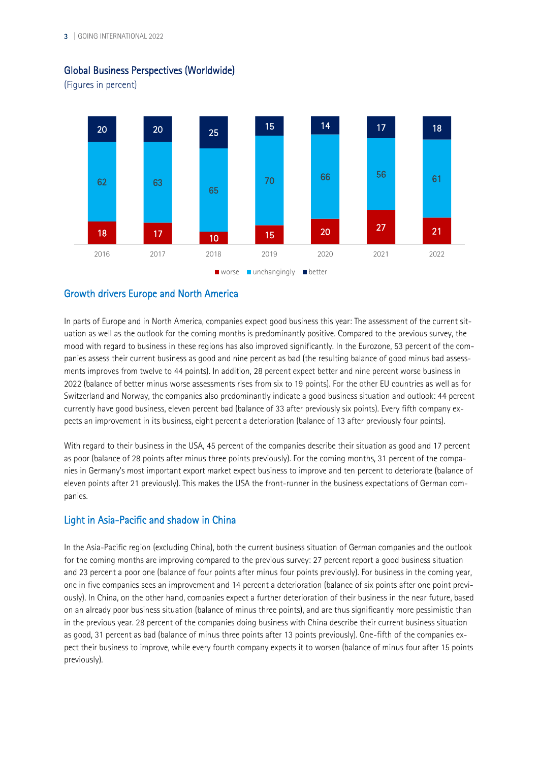## Global Business Perspectives (Worldwide)

(Figures in percent)

| Year | worse | unchangingly | better |
|---|---|---|---|
| 2016 | 18 | 62 | 20 |
| 2017 | 17 | 63 | 20 |
| 2018 | 10 | 65 | 25 |
| 2019 | 15 | 70 | 15 |
| 2020 | 20 | 66 | 14 |
| 2021 | 27 | 56 | 17 |
| 2022 | 21 | 61 | 18 |

## Growth drivers Europe and North America

In parts of Europe and in North America, companies expect good business this year: The assessment of the current situation as well as the outlook for the coming months is predominantly positive. Compared to the previous survey, the mood with regard to business in these regions has also improved significantly. In the Eurozone, 53 percent of the companies assess their current business as good and nine percent as bad (the resulting balance of good minus bad assessments improves from twelve to 44 points). In addition, 28 percent expect better and nine percent worse business in 2022 (balance of better minus worse assessments rises from six to 19 points). For the other EU countries as well as for Switzerland and Norway, the companies also predominantly indicate a good business situation and outlook: 44 percent currently have good business, eleven percent bad (balance of 33 after previously six points). Every fifth company expects an improvement in its business, eight percent a deterioration (balance of 13 after previously four points).

With regard to their business in the USA, 45 percent of the companies describe their situation as good and 17 percent as poor (balance of 28 points after minus three points previously). For the coming months, 31 percent of the companies in Germany's most important export market expect business to improve and ten percent to deteriorate (balance of eleven points after 21 previously). This makes the USA the front-runner in the business expectations of German companies.

## Light in Asia-Pacific and shadow in China

In the Asia-Pacific region (excluding China), both the current business situation of German companies and the outlook for the coming months are improving compared to the previous survey: 27 percent report a good business situation and 23 percent a poor one (balance of four points after minus four points previously). For business in the coming year, one in five companies sees an improvement and 14 percent a deterioration (balance of six points after one point previously). In China, on the other hand, companies expect a further deterioration of their business in the near future, based on an already poor business situation (balance of minus three points), and are thus significantly more pessimistic than in the previous year. 28 percent of the companies doing business with China describe their current business situation as good, 31 percent as bad (balance of minus three points after 13 points previously). One-fifth of the companies expect their business to improve, while every fourth company expects it to worsen (balance of minus four after 15 points previously).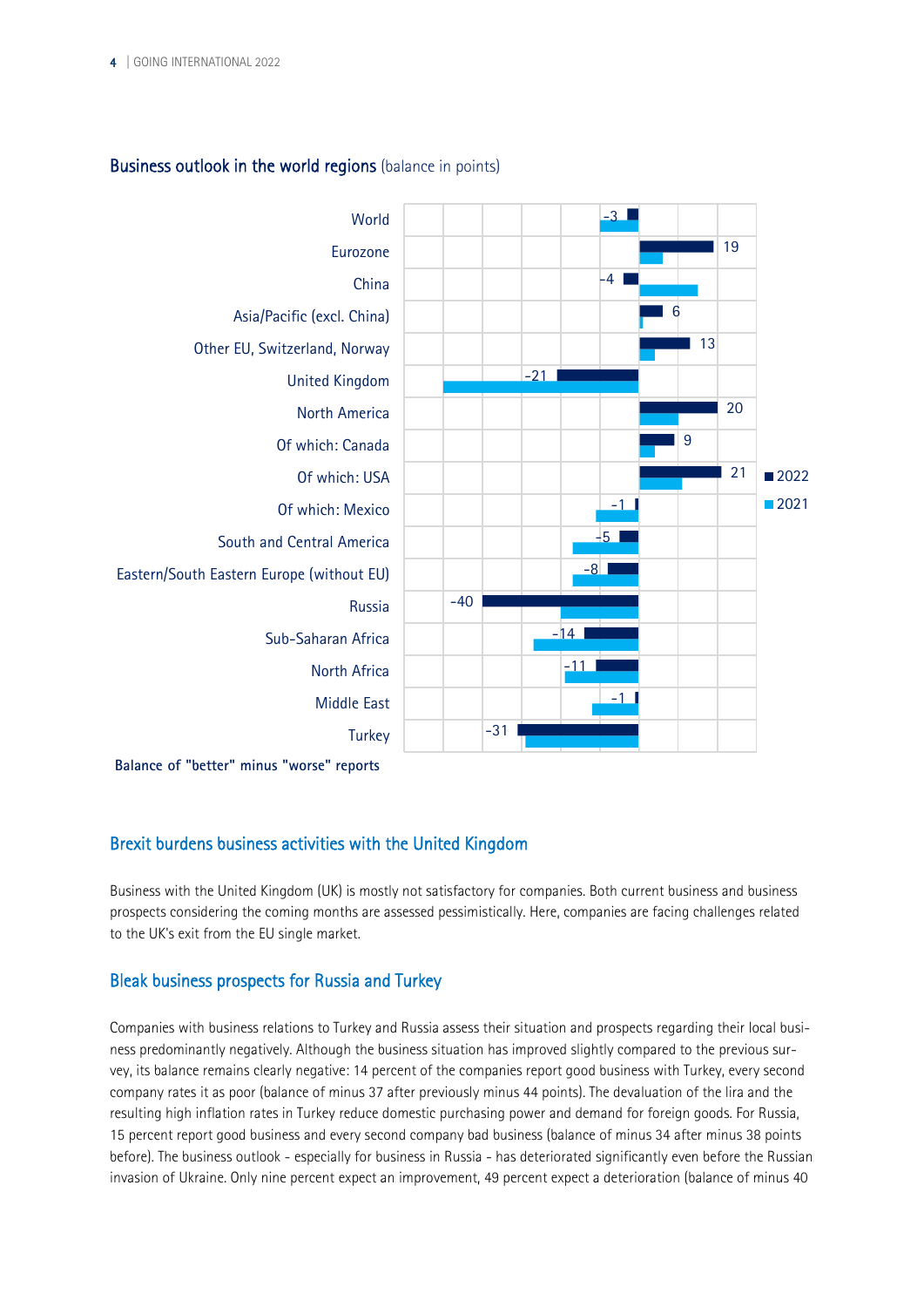## Business outlook in the world regions (balance in points)

| Region | 2022 |
|---|---|
| World | -3 |
| Eurozone | 19 |
| China | -4 |
| Asia/Pacific (excl. China) | 6 |
| Other EU, Switzerland, Norway | 13 |
| United Kingdom | -21 |
| North America | 20 |
| Of which: Canada | 9 |
| Of which: USA | 21 |
| Of which: Mexico | -1 |
| South and Central America | -5 |
| Eastern/South Eastern Europe (without EU) | -8 |
| Russia | -40 |
| Sub-Saharan Africa | -14 |
| North Africa | -11 |
| Middle East | -1 |
| Turkey | -31 |

**Balance of "better" minus "worse" reports**

## Brexit burdens business activities with the United Kingdom

Business with the United Kingdom (UK) is mostly not satisfactory for companies. Both current business and business prospects considering the coming months are assessed pessimistically. Here, companies are facing challenges related to the UK's exit from the EU single market.

## Bleak business prospects for Russia and Turkey

Companies with business relations to Turkey and Russia assess their situation and prospects regarding their local business predominantly negatively. Although the business situation has improved slightly compared to the previous survey, its balance remains clearly negative: 14 percent of the companies report good business with Turkey, every second company rates it as poor (balance of minus 37 after previously minus 44 points). The devaluation of the lira and the resulting high inflation rates in Turkey reduce domestic purchasing power and demand for foreign goods. For Russia, 15 percent report good business and every second company bad business (balance of minus 34 after minus 38 points before). The business outlook - especially for business in Russia - has deteriorated significantly even before the Russian invasion of Ukraine. Only nine percent expect an improvement, 49 percent expect a deterioration (balance of minus 40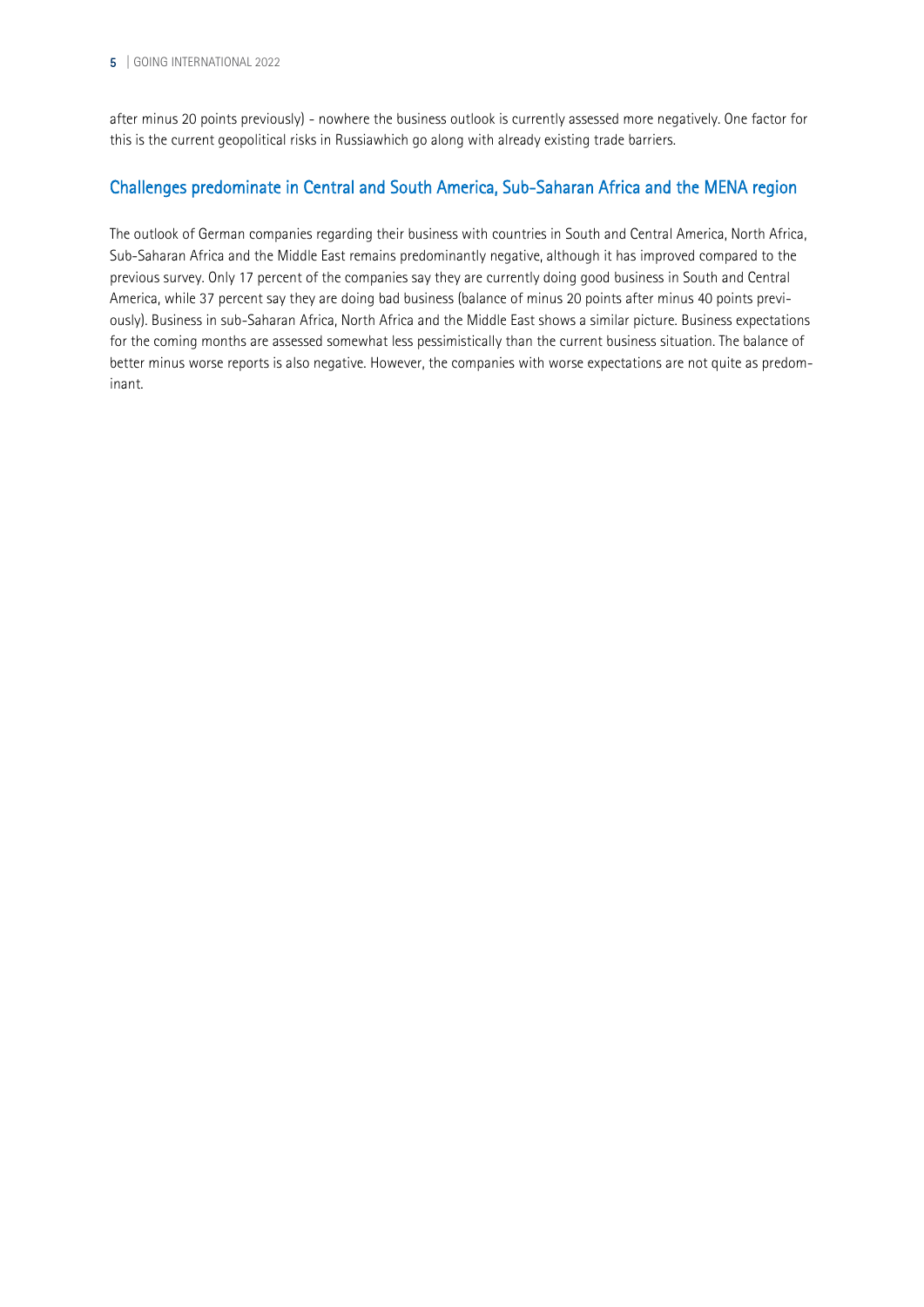after minus 20 points previously) - nowhere the business outlook is currently assessed more negatively. One factor for this is the current geopolitical risks in Russiawhich go along with already existing trade barriers.

## Challenges predominate in Central and South America, Sub-Saharan Africa and the MENA region

The outlook of German companies regarding their business with countries in South and Central America, North Africa, Sub-Saharan Africa and the Middle East remains predominantly negative, although it has improved compared to the previous survey. Only 17 percent of the companies say they are currently doing good business in South and Central America, while 37 percent say they are doing bad business (balance of minus 20 points after minus 40 points previously). Business in sub-Saharan Africa, North Africa and the Middle East shows a similar picture. Business expectations for the coming months are assessed somewhat less pessimistically than the current business situation. The balance of better minus worse reports is also negative. However, the companies with worse expectations are not quite as predominant.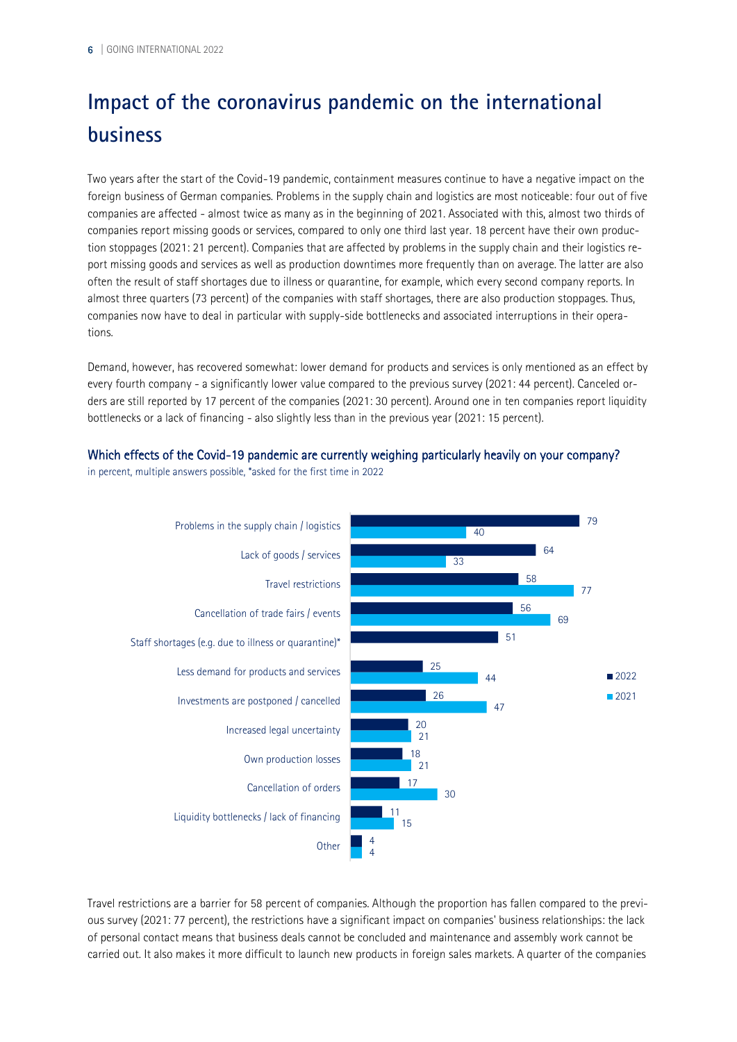# Impact of the coronavirus pandemic on the international business

Two years after the start of the Covid-19 pandemic, containment measures continue to have a negative impact on the foreign business of German companies. Problems in the supply chain and logistics are most noticeable: four out of five companies are affected - almost twice as many as in the beginning of 2021. Associated with this, almost two thirds of companies report missing goods or services, compared to only one third last year. 18 percent have their own production stoppages (2021: 21 percent). Companies that are affected by problems in the supply chain and their logistics report missing goods and services as well as production downtimes more frequently than on average. The latter are also often the result of staff shortages due to illness or quarantine, for example, which every second company reports. In almost three quarters (73 percent) of the companies with staff shortages, there are also production stoppages. Thus, companies now have to deal in particular with supply-side bottlenecks and associated interruptions in their operations.

Demand, however, has recovered somewhat: lower demand for products and services is only mentioned as an effect by every fourth company - a significantly lower value compared to the previous survey (2021: 44 percent). Canceled orders are still reported by 17 percent of the companies (2021: 30 percent). Around one in ten companies report liquidity bottlenecks or a lack of financing - also slightly less than in the previous year (2021: 15 percent).

### Which effects of the Covid-19 pandemic are currently weighing particularly heavily on your company?

in percent, multiple answers possible, *asked for the first time in 2022

| Effect | 2022 | 2021 |
|---|---|---|
| Problems in the supply chain / logistics | 79 | 40 |
| Lack of goods / services | 64 | 33 |
| Travel restrictions | 58 | 77 |
| Cancellation of trade fairs / events | 56 | 69 |
| Staff shortages (e.g. due to illness or quarantine)* | 51 | |
| Less demand for products and services | 25 | 44 |
| Investments are postponed / cancelled | 26 | 47 |
| Increased legal uncertainty | 20 | 21 |
| Own production losses | 18 | 21 |
| Cancellation of orders | 17 | 30 |
| Liquidity bottlenecks / lack of financing | 11 | 15 |
| Other | 4 | 4 |

Travel restrictions are a barrier for 58 percent of companies. Although the proportion has fallen compared to the previous survey (2021: 77 percent), the restrictions have a significant impact on companies' business relationships: the lack of personal contact means that business deals cannot be concluded and maintenance and assembly work cannot be carried out. It also makes it more difficult to launch new products in foreign sales markets. A quarter of the companies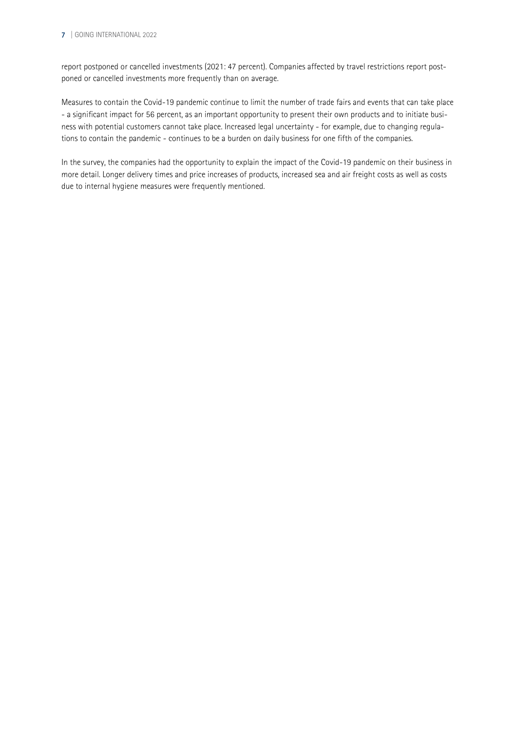report postponed or cancelled investments (2021: 47 percent). Companies affected by travel restrictions report postponed or cancelled investments more frequently than on average.

Measures to contain the Covid-19 pandemic continue to limit the number of trade fairs and events that can take place - a significant impact for 56 percent, as an important opportunity to present their own products and to initiate business with potential customers cannot take place. Increased legal uncertainty - for example, due to changing regulations to contain the pandemic - continues to be a burden on daily business for one fifth of the companies.

In the survey, the companies had the opportunity to explain the impact of the Covid-19 pandemic on their business in more detail. Longer delivery times and price increases of products, increased sea and air freight costs as well as costs due to internal hygiene measures were frequently mentioned.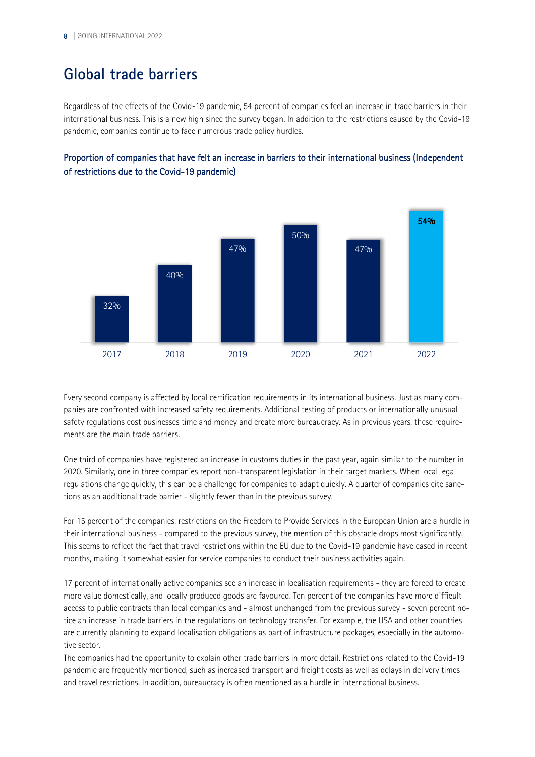# Global trade barriers

Regardless of the effects of the Covid-19 pandemic, 54 percent of companies feel an increase in trade barriers in their international business. This is a new high since the survey began. In addition to the restrictions caused by the Covid-19 pandemic, companies continue to face numerous trade policy hurdles.

### Proportion of companies that have felt an increase in barriers to their international business (Independent of restrictions due to the Covid-19 pandemic)

| 2017 | 2018 | 2019 | 2020 | 2021 | 2022 |
|---|---|---|---|---|---|
| 32% | 40% | 47% | 50% | 47% | **54%** |

Every second company is affected by local certification requirements in its international business. Just as many companies are confronted with increased safety requirements. Additional testing of products or internationally unusual safety regulations cost businesses time and money and create more bureaucracy. As in previous years, these requirements are the main trade barriers.

One third of companies have registered an increase in customs duties in the past year, again similar to the number in 2020. Similarly, one in three companies report non-transparent legislation in their target markets. When local legal regulations change quickly, this can be a challenge for companies to adapt quickly. A quarter of companies cite sanctions as an additional trade barrier - slightly fewer than in the previous survey.

For 15 percent of the companies, restrictions on the Freedom to Provide Services in the European Union are a hurdle in their international business - compared to the previous survey, the mention of this obstacle drops most significantly. This seems to reflect the fact that travel restrictions within the EU due to the Covid-19 pandemic have eased in recent months, making it somewhat easier for service companies to conduct their business activities again.

17 percent of internationally active companies see an increase in localisation requirements - they are forced to create more value domestically, and locally produced goods are favoured. Ten percent of the companies have more difficult access to public contracts than local companies and - almost unchanged from the previous survey - seven percent notice an increase in trade barriers in the regulations on technology transfer. For example, the USA and other countries are currently planning to expand localisation obligations as part of infrastructure packages, especially in the automotive sector.

The companies had the opportunity to explain other trade barriers in more detail. Restrictions related to the Covid-19 pandemic are frequently mentioned, such as increased transport and freight costs as well as delays in delivery times and travel restrictions. In addition, bureaucracy is often mentioned as a hurdle in international business.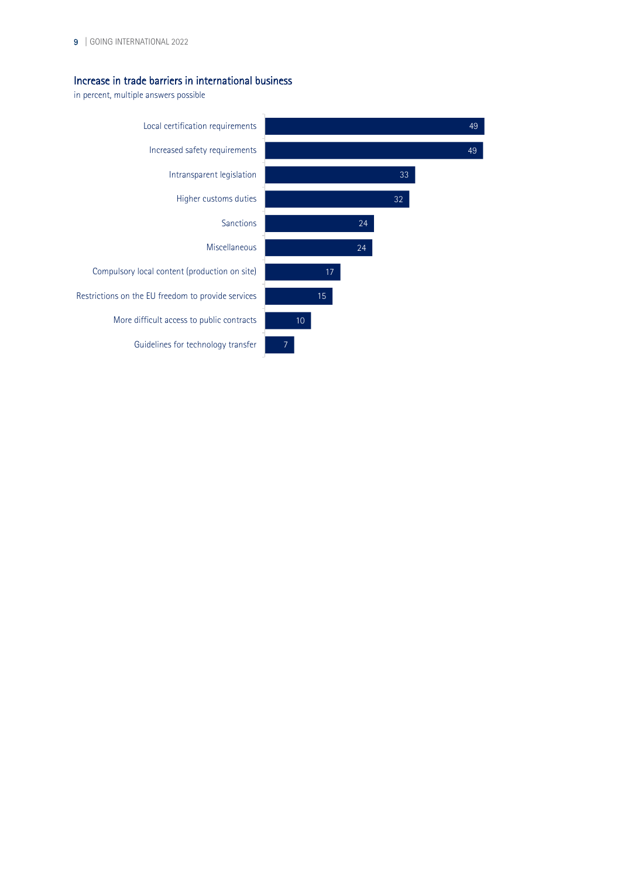## Increase in trade barriers in international business

in percent, multiple answers possible

| Trade barrier | Percent |
|---|---|
| Local certification requirements | 49 |
| Increased safety requirements | 49 |
| Intransparent legislation | 33 |
| Higher customs duties | 32 |
| Sanctions | 24 |
| Miscellaneous | 24 |
| Compulsory local content (production on site) | 17 |
| Restrictions on the EU freedom to provide services | 15 |
| More difficult access to public contracts | 10 |
| Guidelines for technology transfer | 7 |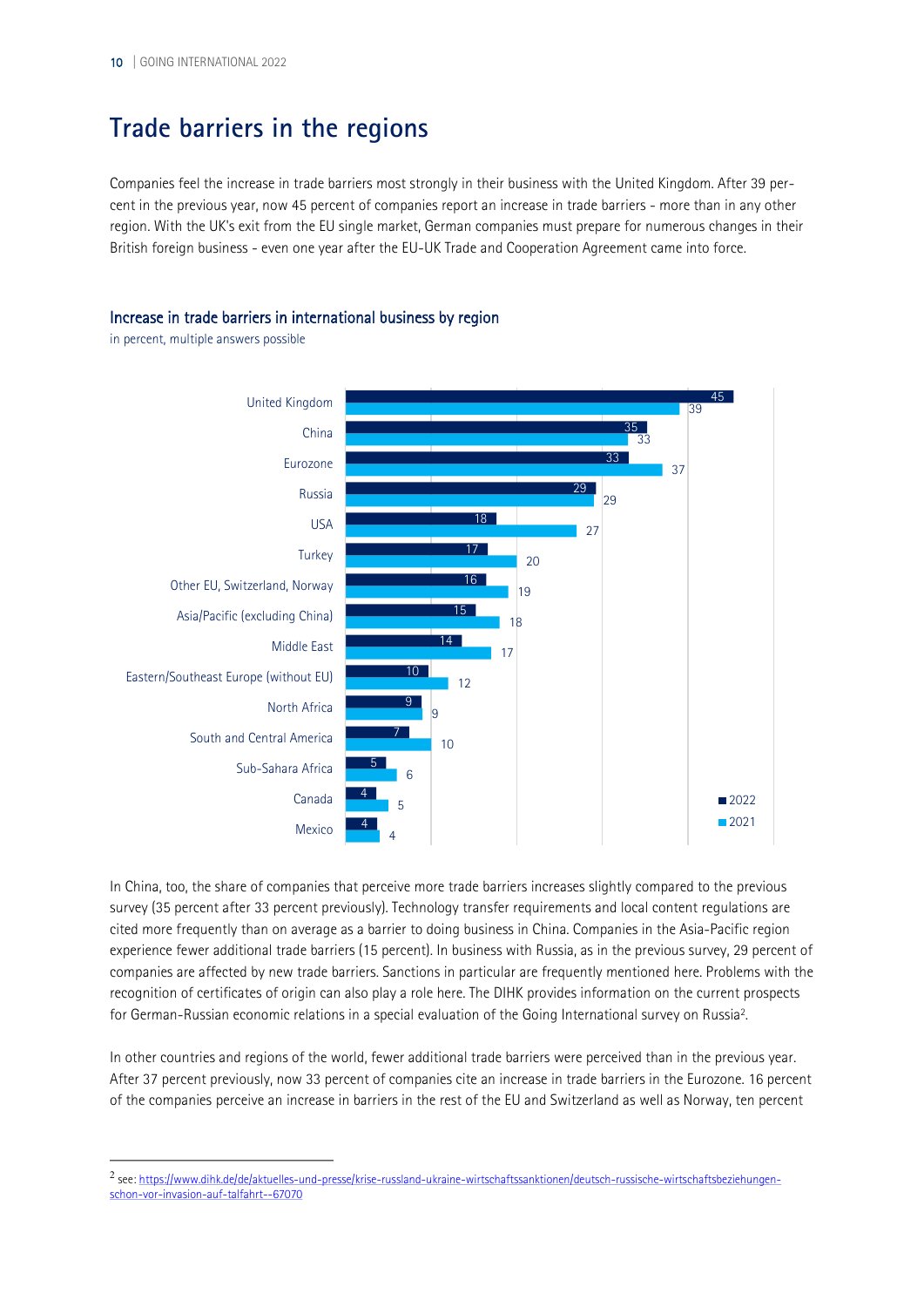# Trade barriers in the regions

Companies feel the increase in trade barriers most strongly in their business with the United Kingdom. After 39 percent in the previous year, now 45 percent of companies report an increase in trade barriers - more than in any other region. With the UK's exit from the EU single market, German companies must prepare for numerous changes in their British foreign business - even one year after the EU-UK Trade and Cooperation Agreement came into force.

### Increase in trade barriers in international business by region

in percent, multiple answers possible

| Region | 2022 | 2021 |
|---|---|---|
| United Kingdom | 45 | 39 |
| China | 35 | 33 |
| Eurozone | 33 | 37 |
| Russia | 29 | 29 |
| USA | 18 | 27 |
| Turkey | 17 | 20 |
| Other EU, Switzerland, Norway | 16 | 19 |
| Asia/Pacific (excluding China) | 15 | 18 |
| Middle East | 14 | 17 |
| Eastern/Southeast Europe (without EU) | 10 | 12 |
| North Africa | 9 | 9 |
| South and Central America | 7 | 10 |
| Sub-Sahara Africa | 5 | 6 |
| Canada | 4 | 5 |
| Mexico | 4 | 4 |

In China, too, the share of companies that perceive more trade barriers increases slightly compared to the previous survey (35 percent after 33 percent previously). Technology transfer requirements and local content regulations are cited more frequently than on average as a barrier to doing business in China. Companies in the Asia-Pacific region experience fewer additional trade barriers (15 percent). In business with Russia, as in the previous survey, 29 percent of companies are affected by new trade barriers. Sanctions in particular are frequently mentioned here. Problems with the recognition of certificates of origin can also play a role here. The DIHK provides information on the current prospects for German-Russian economic relations in a special evaluation of the Going International survey on Russia[2].

In other countries and regions of the world, fewer additional trade barriers were perceived than in the previous year. After 37 percent previously, now 33 percent of companies cite an increase in trade barriers in the Eurozone. 16 percent of the companies perceive an increase in barriers in the rest of the EU and Switzerland as well as Norway, ten percent

---

[2] see: https://www.dihk.de/de/aktuelles-und-presse/krise-russland-ukraine-wirtschaftssanktionen/deutsch-russische-wirtschaftsbeziehungen-schon-vor-invasion-auf-talfahrt--67070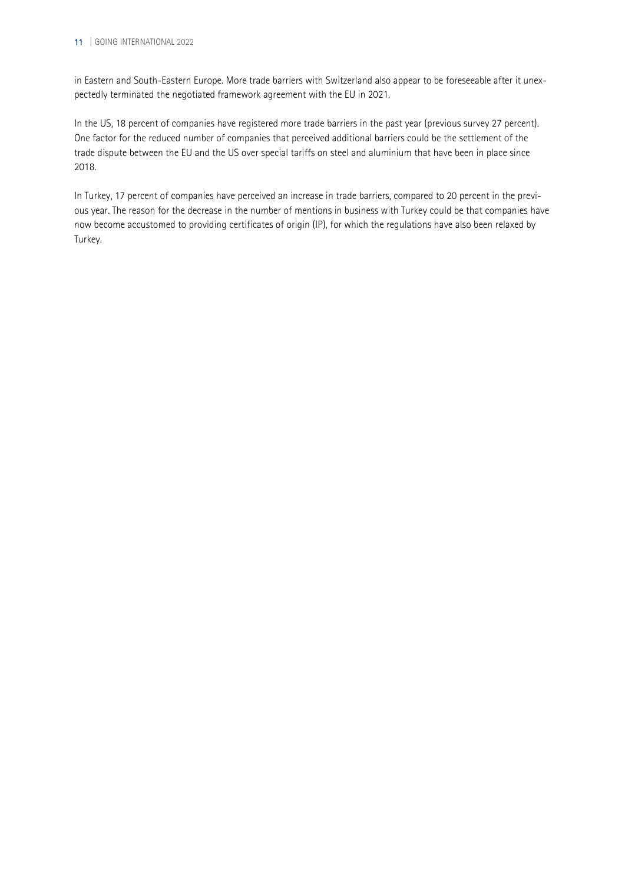in Eastern and South-Eastern Europe. More trade barriers with Switzerland also appear to be foreseeable after it unexpectedly terminated the negotiated framework agreement with the EU in 2021.

In the US, 18 percent of companies have registered more trade barriers in the past year (previous survey 27 percent). One factor for the reduced number of companies that perceived additional barriers could be the settlement of the trade dispute between the EU and the US over special tariffs on steel and aluminium that have been in place since 2018.

In Turkey, 17 percent of companies have perceived an increase in trade barriers, compared to 20 percent in the previous year. The reason for the decrease in the number of mentions in business with Turkey could be that companies have now become accustomed to providing certificates of origin (IP), for which the regulations have also been relaxed by Turkey.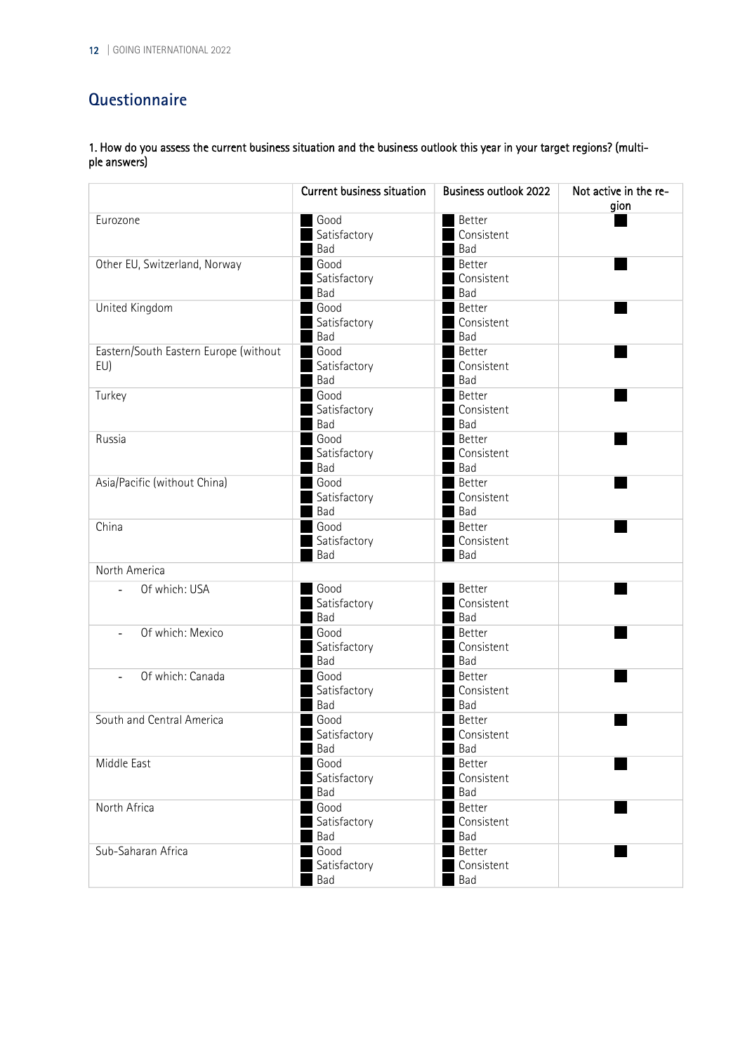## Questionnaire

**1. How do you assess the current business situation and the business outlook this year in your target regions? (multiple answers)**

| | Current business situation | Business outlook 2022 | Not active in the region |
|---|---|---|---|
| Eurozone | ■ Good<br>■ Satisfactory<br>■ Bad | ■ Better<br>■ Consistent<br>■ Bad | ■ |
| Other EU, Switzerland, Norway | ■ Good<br>■ Satisfactory<br>■ Bad | ■ Better<br>■ Consistent<br>■ Bad | ■ |
| United Kingdom | ■ Good<br>■ Satisfactory<br>■ Bad | ■ Better<br>■ Consistent<br>■ Bad | ■ |
| Eastern/South Eastern Europe (without EU) | ■ Good<br>■ Satisfactory<br>■ Bad | ■ Better<br>■ Consistent<br>■ Bad | ■ |
| Turkey | ■ Good<br>■ Satisfactory<br>■ Bad | ■ Better<br>■ Consistent<br>■ Bad | ■ |
| Russia | ■ Good<br>■ Satisfactory<br>■ Bad | ■ Better<br>■ Consistent<br>■ Bad | ■ |
| Asia/Pacific (without China) | ■ Good<br>■ Satisfactory<br>■ Bad | ■ Better<br>■ Consistent<br>■ Bad | ■ |
| China | ■ Good<br>■ Satisfactory<br>■ Bad | ■ Better<br>■ Consistent<br>■ Bad | ■ |
| North America | | | |
| - Of which: USA | ■ Good<br>■ Satisfactory<br>■ Bad | ■ Better<br>■ Consistent<br>■ Bad | ■ |
| - Of which: Mexico | ■ Good<br>■ Satisfactory<br>■ Bad | ■ Better<br>■ Consistent<br>■ Bad | ■ |
| - Of which: Canada | ■ Good<br>■ Satisfactory<br>■ Bad | ■ Better<br>■ Consistent<br>■ Bad | ■ |
| South and Central America | ■ Good<br>■ Satisfactory<br>■ Bad | ■ Better<br>■ Consistent<br>■ Bad | ■ |
| Middle East | ■ Good<br>■ Satisfactory<br>■ Bad | ■ Better<br>■ Consistent<br>■ Bad | ■ |
| North Africa | ■ Good<br>■ Satisfactory<br>■ Bad | ■ Better<br>■ Consistent<br>■ Bad | ■ |
| Sub-Saharan Africa | ■ Good<br>■ Satisfactory<br>■ Bad | ■ Better<br>■ Consistent<br>■ Bad | ■ |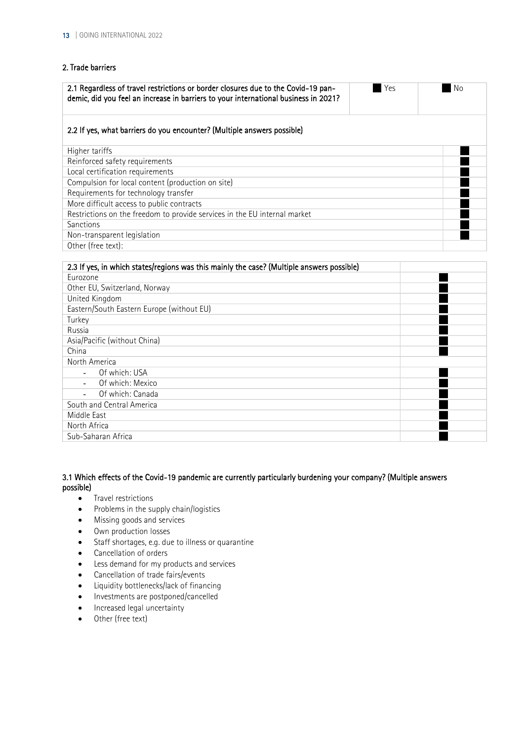## 2. Trade barriers

| 2.1 Regardless of travel restrictions or border closures due to the Covid-19 pandemic, did you feel an increase in barriers to your international business in 2021? | ■ Yes | ■ No |
|---|---|---|

| 2.2 If yes, what barriers do you encounter? (Multiple answers possible) | |
|---|---|
| Higher tariffs | ■ |
| Reinforced safety requirements | ■ |
| Local certification requirements | ■ |
| Compulsion for local content (production on site) | ■ |
| Requirements for technology transfer | ■ |
| More difficult access to public contracts | ■ |
| Restrictions on the freedom to provide services in the EU internal market | ■ |
| Sanctions | ■ |
| Non-transparent legislation | ■ |
| Other (free text): | |

| 2.3 If yes, in which states/regions was this mainly the case? (Multiple answers possible) | |
|---|---|
| Eurozone | ■ |
| Other EU, Switzerland, Norway | ■ |
| United Kingdom | ■ |
| Eastern/South Eastern Europe (without EU) | ■ |
| Turkey | ■ |
| Russia | ■ |
| Asia/Pacific (without China) | ■ |
| China | ■ |
| North America | |
| - Of which: USA | ■ |
| - Of which: Mexico | ■ |
| - Of which: Canada | ■ |
| South and Central America | ■ |
| Middle East | ■ |
| North Africa | ■ |
| Sub-Saharan Africa | ■ |

**3.1 Which effects of the Covid-19 pandemic are currently particularly burdening your company? (Multiple answers possible)**

- Travel restrictions
- Problems in the supply chain/logistics
- Missing goods and services
- Own production losses
- Staff shortages, e.g. due to illness or quarantine
- Cancellation of orders
- Less demand for my products and services
- Cancellation of trade fairs/events
- Liquidity bottlenecks/lack of financing
- Investments are postponed/cancelled
- Increased legal uncertainty
- Other (free text)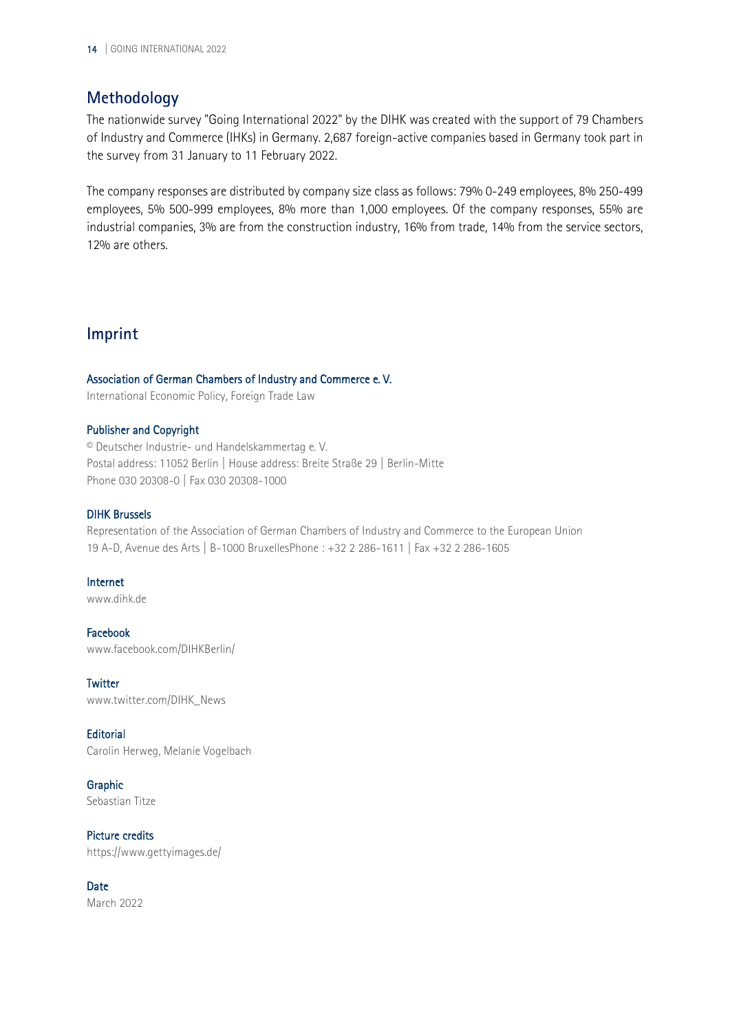## Methodology

The nationwide survey "Going International 2022" by the DIHK was created with the support of 79 Chambers of Industry and Commerce (IHKs) in Germany. 2,687 foreign-active companies based in Germany took part in the survey from 31 January to 11 February 2022.

The company responses are distributed by company size class as follows: 79% 0-249 employees, 8% 250-499 employees, 5% 500-999 employees, 8% more than 1,000 employees. Of the company responses, 55% are industrial companies, 3% are from the construction industry, 16% from trade, 14% from the service sectors, 12% are others.

## Imprint

**Association of German Chambers of Industry and Commerce e. V.**
International Economic Policy, Foreign Trade Law

**Publisher and Copyright**
© Deutscher Industrie- und Handelskammertag e. V.
Postal address: 11052 Berlin | House address: Breite Straße 29 | Berlin-Mitte
Phone 030 20308-0 | Fax 030 20308-1000

**DIHK Brussels**
Representation of the Association of German Chambers of Industry and Commerce to the European Union
19 A-D, Avenue des Arts | B-1000 BruxellesPhone : +32 2 286-1611 | Fax +32 2 286-1605

**Internet**
www.dihk.de

**Facebook**
www.facebook.com/DIHKBerlin/

**Twitter**
www.twitter.com/DIHK_News

**Editorial**
Carolin Herweg, Melanie Vogelbach

**Graphic**
Sebastian Titze

**Picture credits**
https://www.gettyimages.de/

**Date**
March 2022